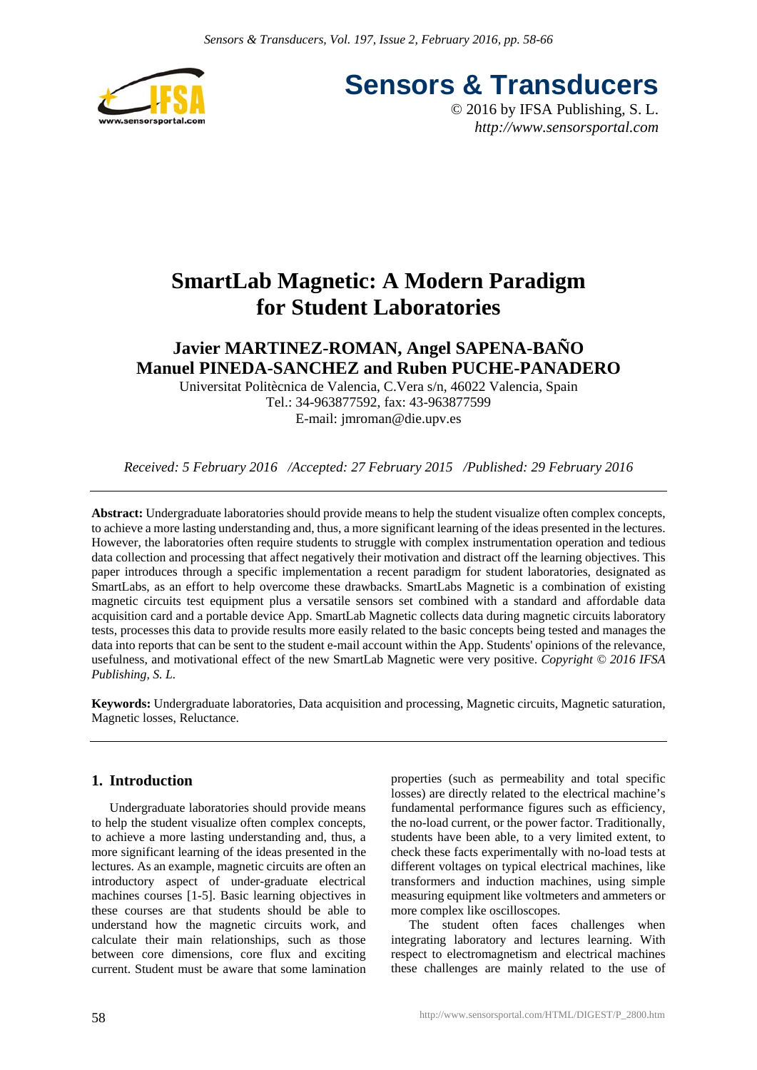# SmartLab Magnetic: A Modern Paradigm for Student Laboratories

**Javier MARTINEZ-ROMAN, Angel SAPENA-BAÑO Manuel PINEDA-SANCHEZ and Ruben PUCHE-PANADERO**

Universitat Politècnica de Valencia, C.Vera s/n, 46022 Valencia, Spain
Tel.: 34-963877592, fax: 43-963877599
E-mail: jmroman@die.upv.es

*Received: 5 February 2016 /Accepted: 27 February 2015 /Published: 29 February 2016*

---

**Abstract:** Undergraduate laboratories should provide means to help the student visualize often complex concepts, to achieve a more lasting understanding and, thus, a more significant learning of the ideas presented in the lectures. However, the laboratories often require students to struggle with complex instrumentation operation and tedious data collection and processing that affect negatively their motivation and distract off the learning objectives. This paper introduces through a specific implementation a recent paradigm for student laboratories, designated as SmartLabs, as an effort to help overcome these drawbacks. SmartLabs Magnetic is a combination of existing magnetic circuits test equipment plus a versatile sensors set combined with a standard and affordable data acquisition card and a portable device App. SmartLab Magnetic collects data during magnetic circuits laboratory tests, processes this data to provide results more easily related to the basic concepts being tested and manages the data into reports that can be sent to the student e-mail account within the App. Students' opinions of the relevance, usefulness, and motivational effect of the new SmartLab Magnetic were very positive. *Copyright © 2016 IFSA Publishing, S. L.*

**Keywords:** Undergraduate laboratories, Data acquisition and processing, Magnetic circuits, Magnetic saturation, Magnetic losses, Reluctance.

---

## 1. Introduction

Undergraduate laboratories should provide means to help the student visualize often complex concepts, to achieve a more lasting understanding and, thus, a more significant learning of the ideas presented in the lectures. As an example, magnetic circuits are often an introductory aspect of under-graduate electrical machines courses [1-5]. Basic learning objectives in these courses are that students should be able to understand how the magnetic circuits work, and calculate their main relationships, such as those between core dimensions, core flux and exciting current. Student must be aware that some lamination properties (such as permeability and total specific losses) are directly related to the electrical machine's fundamental performance figures such as efficiency, the no-load current, or the power factor. Traditionally, students have been able, to a very limited extent, to check these facts experimentally with no-load tests at different voltages on typical electrical machines, like transformers and induction machines, using simple measuring equipment like voltmeters and ammeters or more complex like oscilloscopes.

The student often faces challenges when integrating laboratory and lectures learning. With respect to electromagnetism and electrical machines these challenges are mainly related to the use of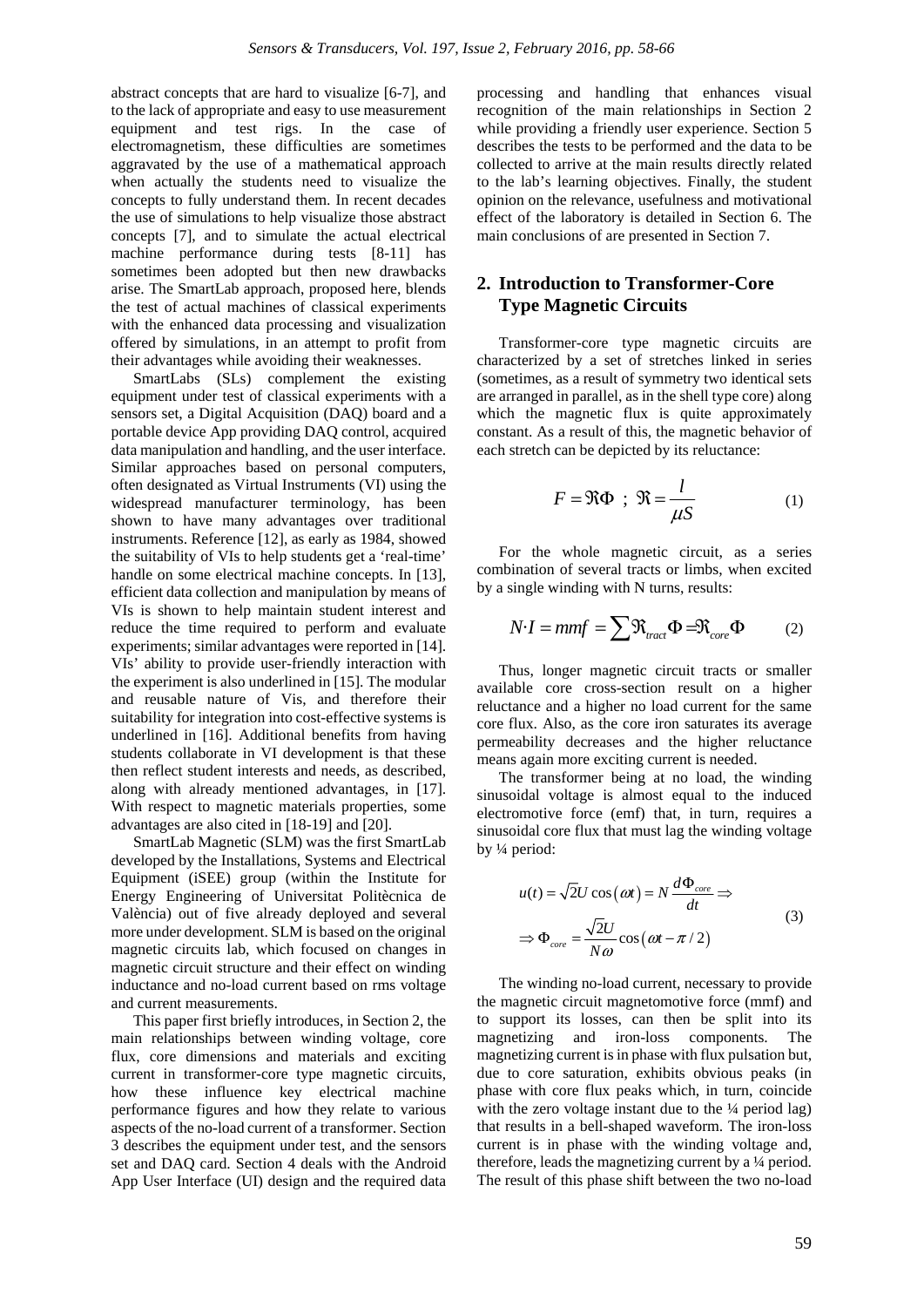abstract concepts that are hard to visualize [6-7], and to the lack of appropriate and easy to use measurement equipment and test rigs. In the case of electromagnetism, these difficulties are sometimes aggravated by the use of a mathematical approach when actually the students need to visualize the concepts to fully understand them. In recent decades the use of simulations to help visualize those abstract concepts [7], and to simulate the actual electrical machine performance during tests [8-11] has sometimes been adopted but then new drawbacks arise. The SmartLab approach, proposed here, blends the test of actual machines of classical experiments with the enhanced data processing and visualization offered by simulations, in an attempt to profit from their advantages while avoiding their weaknesses.

SmartLabs (SLs) complement the existing equipment under test of classical experiments with a sensors set, a Digital Acquisition (DAQ) board and a portable device App providing DAQ control, acquired data manipulation and handling, and the user interface. Similar approaches based on personal computers, often designated as Virtual Instruments (VI) using the widespread manufacturer terminology, has been shown to have many advantages over traditional instruments. Reference [12], as early as 1984, showed the suitability of VIs to help students get a 'real-time' handle on some electrical machine concepts. In [13], efficient data collection and manipulation by means of VIs is shown to help maintain student interest and reduce the time required to perform and evaluate experiments; similar advantages were reported in [14]. VIs' ability to provide user-friendly interaction with the experiment is also underlined in [15]. The modular and reusable nature of Vis, and therefore their suitability for integration into cost-effective systems is underlined in [16]. Additional benefits from having students collaborate in VI development is that these then reflect student interests and needs, as described, along with already mentioned advantages, in [17]. With respect to magnetic materials properties, some advantages are also cited in [18-19] and [20].

SmartLab Magnetic (SLM) was the first SmartLab developed by the Installations, Systems and Electrical Equipment (iSEE) group (within the Institute for Energy Engineering of Universitat Politècnica de València) out of five already deployed and several more under development. SLM is based on the original magnetic circuits lab, which focused on changes in magnetic circuit structure and their effect on winding inductance and no-load current based on rms voltage and current measurements.

This paper first briefly introduces, in Section 2, the main relationships between winding voltage, core flux, core dimensions and materials and exciting current in transformer-core type magnetic circuits, how these influence key electrical machine performance figures and how they relate to various aspects of the no-load current of a transformer. Section 3 describes the equipment under test, and the sensors set and DAQ card. Section 4 deals with the Android App User Interface (UI) design and the required data processing and handling that enhances visual recognition of the main relationships in Section 2 while providing a friendly user experience. Section 5 describes the tests to be performed and the data to be collected to arrive at the main results directly related to the lab's learning objectives. Finally, the student opinion on the relevance, usefulness and motivational effect of the laboratory is detailed in Section 6. The main conclusions of are presented in Section 7.

## 2. Introduction to Transformer-Core Type Magnetic Circuits

Transformer-core type magnetic circuits are characterized by a set of stretches linked in series (sometimes, as a result of symmetry two identical sets are arranged in parallel, as in the shell type core) along which the magnetic flux is quite approximately constant. As a result of this, the magnetic behavior of each stretch can be depicted by its reluctance:

$$F = \Re\Phi \;\; ; \;\; \Re = \frac{l}{\mu S} \tag{1}$$

For the whole magnetic circuit, as a series combination of several tracts or limbs, when excited by a single winding with N turns, results:

$$N{\cdot}I = mmf = \sum \Re_{tract}\Phi = \Re_{core}\Phi \tag{2}$$

Thus, longer magnetic circuit tracts or smaller available core cross-section result on a higher reluctance and a higher no load current for the same core flux. Also, as the core iron saturates its average permeability decreases and the higher reluctance means again more exciting current is needed.

The transformer being at no load, the winding sinusoidal voltage is almost equal to the induced electromotive force (emf) that, in turn, requires a sinusoidal core flux that must lag the winding voltage by ¼ period:

$$\begin{aligned} u(t) &= \sqrt{2}U\cos(\omega t) = N\frac{d\Phi_{core}}{dt} \Rightarrow \\ &\Rightarrow \Phi_{core} = \frac{\sqrt{2}U}{N\omega}\cos(\omega t - \pi/2) \end{aligned} \tag{3}$$

The winding no-load current, necessary to provide the magnetic circuit magnetomotive force (mmf) and to support its losses, can then be split into its magnetizing and iron-loss components. The magnetizing current is in phase with flux pulsation but, due to core saturation, exhibits obvious peaks (in phase with core flux peaks which, in turn, coincide with the zero voltage instant due to the ¼ period lag) that results in a bell-shaped waveform. The iron-loss current is in phase with the winding voltage and, therefore, leads the magnetizing current by a ¼ period. The result of this phase shift between the two no-load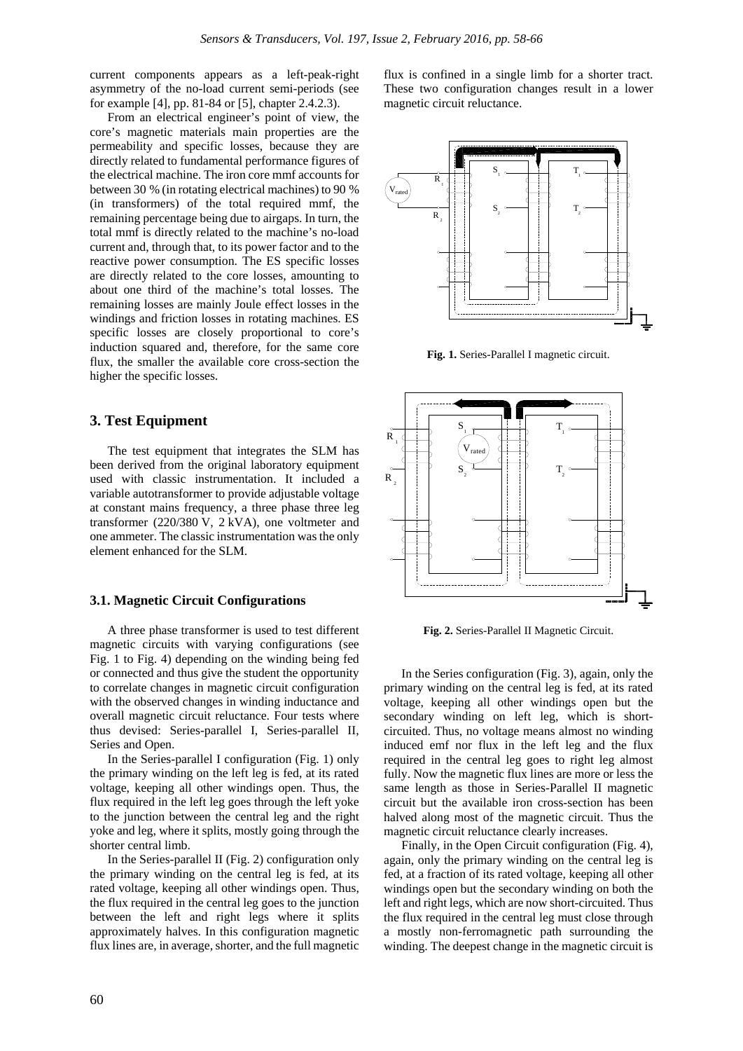current components appears as a left-peak-right asymmetry of the no-load current semi-periods (see for example [4], pp. 81-84 or [5], chapter 2.4.2.3).

From an electrical engineer's point of view, the core's magnetic materials main properties are the permeability and specific losses, because they are directly related to fundamental performance figures of the electrical machine. The iron core mmf accounts for between 30 % (in rotating electrical machines) to 90 % (in transformers) of the total required mmf, the remaining percentage being due to airgaps. In turn, the total mmf is directly related to the machine's no-load current and, through that, to its power factor and to the reactive power consumption. The ES specific losses are directly related to the core losses, amounting to about one third of the machine's total losses. The remaining losses are mainly Joule effect losses in the windings and friction losses in rotating machines. ES specific losses are closely proportional to core's induction squared and, therefore, for the same core flux, the smaller the available core cross-section the higher the specific losses.

## 3. Test Equipment

The test equipment that integrates the SLM has been derived from the original laboratory equipment used with classic instrumentation. It included a variable autotransformer to provide adjustable voltage at constant mains frequency, a three phase three leg transformer (220/380 V, 2 kVA), one voltmeter and one ammeter. The classic instrumentation was the only element enhanced for the SLM.

### 3.1. Magnetic Circuit Configurations

A three phase transformer is used to test different magnetic circuits with varying configurations (see Fig. 1 to Fig. 4) depending on the winding being fed or connected and thus give the student the opportunity to correlate changes in magnetic circuit configuration with the observed changes in winding inductance and overall magnetic circuit reluctance. Four tests where thus devised: Series-parallel I, Series-parallel II, Series and Open.

In the Series-parallel I configuration (Fig. 1) only the primary winding on the left leg is fed, at its rated voltage, keeping all other windings open. Thus, the flux required in the left leg goes through the left yoke to the junction between the central leg and the right yoke and leg, where it splits, mostly going through the shorter central limb.

In the Series-parallel II (Fig. 2) configuration only the primary winding on the central leg is fed, at its rated voltage, keeping all other windings open. Thus, the flux required in the central leg goes to the junction between the left and right legs where it splits approximately halves. In this configuration magnetic flux lines are, in average, shorter, and the full magnetic flux is confined in a single limb for a shorter tract. These two configuration changes result in a lower magnetic circuit reluctance.

**Fig. 1.** Series-Parallel I magnetic circuit.

**Fig. 2.** Series-Parallel II Magnetic Circuit.

In the Series configuration (Fig. 3), again, only the primary winding on the central leg is fed, at its rated voltage, keeping all other windings open but the secondary winding on left leg, which is short-circuited. Thus, no voltage means almost no winding induced emf nor flux in the left leg and the flux required in the central leg goes to right leg almost fully. Now the magnetic flux lines are more or less the same length as those in Series-Parallel II magnetic circuit but the available iron cross-section has been halved along most of the magnetic circuit. Thus the magnetic circuit reluctance clearly increases.

Finally, in the Open Circuit configuration (Fig. 4), again, only the primary winding on the central leg is fed, at a fraction of its rated voltage, keeping all other windings open but the secondary winding on both the left and right legs, which are now short-circuited. Thus the flux required in the central leg must close through a mostly non-ferromagnetic path surrounding the winding. The deepest change in the magnetic circuit is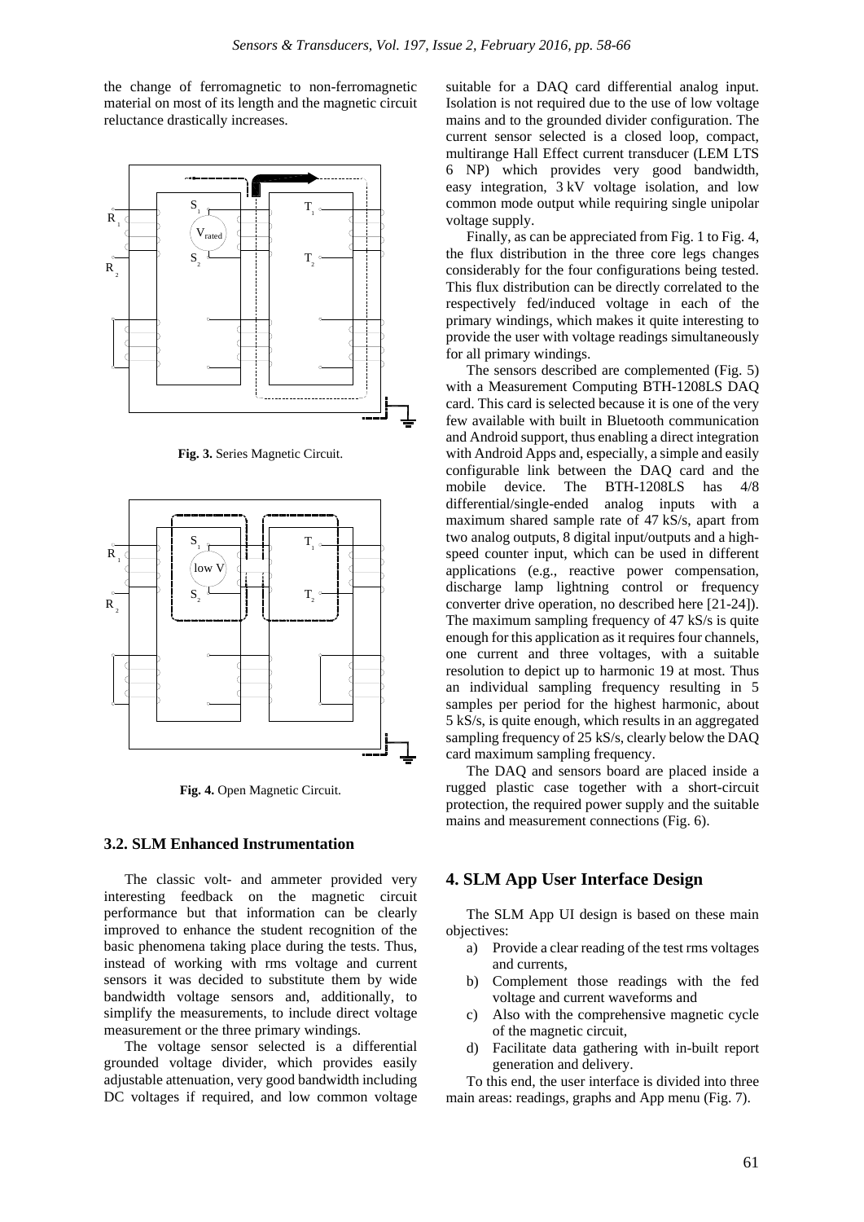the change of ferromagnetic to non-ferromagnetic material on most of its length and the magnetic circuit reluctance drastically increases.

**Fig. 3.** Series Magnetic Circuit.

**Fig. 4.** Open Magnetic Circuit.

### 3.2. SLM Enhanced Instrumentation

The classic volt- and ammeter provided very interesting feedback on the magnetic circuit performance but that information can be clearly improved to enhance the student recognition of the basic phenomena taking place during the tests. Thus, instead of working with rms voltage and current sensors it was decided to substitute them by wide bandwidth voltage sensors and, additionally, to simplify the measurements, to include direct voltage measurement or the three primary windings.

The voltage sensor selected is a differential grounded voltage divider, which provides easily adjustable attenuation, very good bandwidth including DC voltages if required, and low common voltage suitable for a DAQ card differential analog input. Isolation is not required due to the use of low voltage mains and to the grounded divider configuration. The current sensor selected is a closed loop, compact, multirange Hall Effect current transducer (LEM LTS 6 NP) which provides very good bandwidth, easy integration, 3 kV voltage isolation, and low common mode output while requiring single unipolar voltage supply.

Finally, as can be appreciated from Fig. 1 to Fig. 4, the flux distribution in the three core legs changes considerably for the four configurations being tested. This flux distribution can be directly correlated to the respectively fed/induced voltage in each of the primary windings, which makes it quite interesting to provide the user with voltage readings simultaneously for all primary windings.

The sensors described are complemented (Fig. 5) with a Measurement Computing BTH-1208LS DAQ card. This card is selected because it is one of the very few available with built in Bluetooth communication and Android support, thus enabling a direct integration with Android Apps and, especially, a simple and easily configurable link between the DAQ card and the mobile device. The BTH-1208LS has 4/8 differential/single-ended analog inputs with a maximum shared sample rate of 47 kS/s, apart from two analog outputs, 8 digital input/outputs and a high-speed counter input, which can be used in different applications (e.g., reactive power compensation, discharge lamp lightning control or frequency converter drive operation, no described here [21-24]). The maximum sampling frequency of 47 kS/s is quite enough for this application as it requires four channels, one current and three voltages, with a suitable resolution to depict up to harmonic 19 at most. Thus an individual sampling frequency resulting in 5 samples per period for the highest harmonic, about 5 kS/s, is quite enough, which results in an aggregated sampling frequency of 25 kS/s, clearly below the DAQ card maximum sampling frequency.

The DAQ and sensors board are placed inside a rugged plastic case together with a short-circuit protection, the required power supply and the suitable mains and measurement connections (Fig. 6).

## 4. SLM App User Interface Design

The SLM App UI design is based on these main objectives:

a) Provide a clear reading of the test rms voltages and currents,
b) Complement those readings with the fed voltage and current waveforms and
c) Also with the comprehensive magnetic cycle of the magnetic circuit,
d) Facilitate data gathering with in-built report generation and delivery.

To this end, the user interface is divided into three main areas: readings, graphs and App menu (Fig. 7).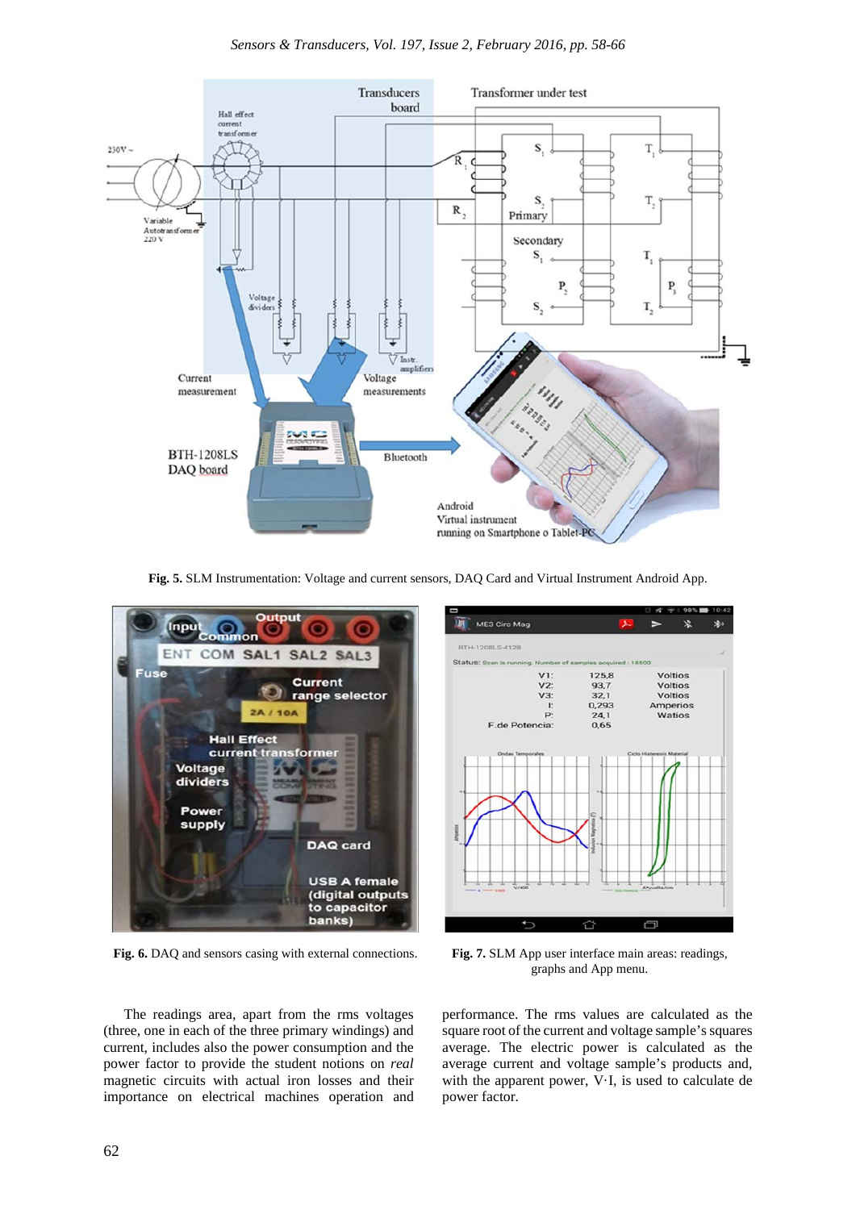Fig. 5. SLM Instrumentation: Voltage and current sensors, DAQ Card and Virtual Instrument Android App.

Fig. 6. DAQ and sensors casing with external connections.

Fig. 7. SLM App user interface main areas: readings, graphs and App menu.

The readings area, apart from the rms voltages (three, one in each of the three primary windings) and current, includes also the power consumption and the power factor to provide the student notions on *real* magnetic circuits with actual iron losses and their importance on electrical machines operation and performance. The rms values are calculated as the square root of the current and voltage sample's squares average. The electric power is calculated as the average current and voltage sample's products and, with the apparent power, V·I, is used to calculate de power factor.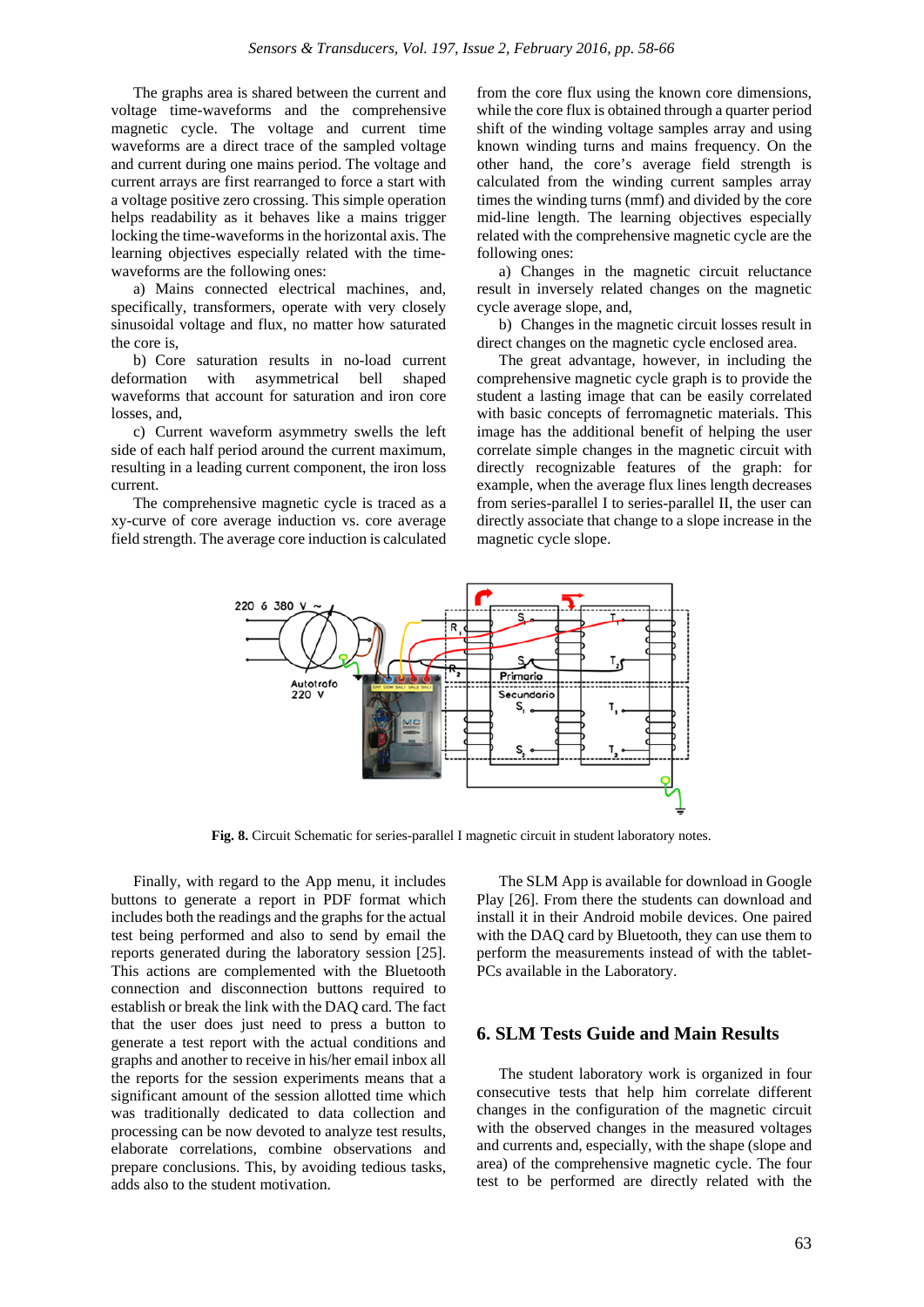The graphs area is shared between the current and voltage time-waveforms and the comprehensive magnetic cycle. The current and current time waveforms are a direct trace of the sampled voltage and current during one mains period. The voltage and current arrays are first rearranged to force a start with a voltage positive zero crossing. This simple operation helps readability as it behaves like a mains trigger locking the time-waveforms in the horizontal axis. The learning objectives especially related with the time-waveforms are the following ones:

a) Mains connected electrical machines, and, specifically, transformers, operate with very closely sinusoidal voltage and flux, no matter how saturated the core is,

b) Core saturation results in no-load current deformation with asymmetrical bell shaped waveforms that account for saturation and iron core losses, and,

c) Current waveform asymmetry swells the left side of each half period around the current maximum, resulting in a leading current component, the iron loss current.

The comprehensive magnetic cycle is traced as a xy-curve of core average induction vs. core average field strength. The average core induction is calculated from the core flux using the known core dimensions, while the core flux is obtained through a quarter period shift of the winding voltage samples array and using known winding turns and mains frequency. On the other hand, the core's average field strength is calculated from the winding current samples array times the winding turns (mmf) and divided by the core mid-line length. The learning objectives especially related with the comprehensive magnetic cycle are the following ones:

a) Changes in the magnetic circuit reluctance result in inversely related changes on the magnetic cycle average slope, and,

b) Changes in the magnetic circuit losses result in direct changes on the magnetic cycle enclosed area.

The great advantage, however, in including the comprehensive magnetic cycle graph is to provide the student a lasting image that can be easily correlated with basic concepts of ferromagnetic materials. This image has the additional benefit of helping the user correlate simple changes in the magnetic circuit with directly recognizable features of the graph: for example, when the average flux lines length decreases from series-parallel I to series-parallel II, the user can directly associate that change to a slope increase in the magnetic cycle slope.

**Fig. 8.** Circuit Schematic for series-parallel I magnetic circuit in student laboratory notes.

Finally, with regard to the App menu, it includes buttons to generate a report in PDF format which includes both the readings and the graphs for the actual test being performed and also to send by email the reports generated during the laboratory session [25]. This actions are complemented with the Bluetooth connection and disconnection buttons required to establish or break the link with the DAQ card. The fact that the user does just need to press a button to generate a test report with the actual conditions and graphs and another to receive in his/her email inbox all the reports for the session experiments means that a significant amount of the session allotted time which was traditionally dedicated to data collection and processing can be now devoted to analyze test results, elaborate correlations, combine observations and prepare conclusions. This, by avoiding tedious tasks, adds also to the student motivation.

The SLM App is available for download in Google Play [26]. From there the students can download and install it in their Android mobile devices. One paired with the DAQ card by Bluetooth, they can use them to perform the measurements instead of with the tablet-PCs available in the Laboratory.

## 6. SLM Tests Guide and Main Results

The student laboratory work is organized in four consecutive tests that help him correlate different changes in the configuration of the magnetic circuit with the observed changes in the measured voltages and currents and, especially, with the shape (slope and area) of the comprehensive magnetic cycle. The four test to be performed are directly related with the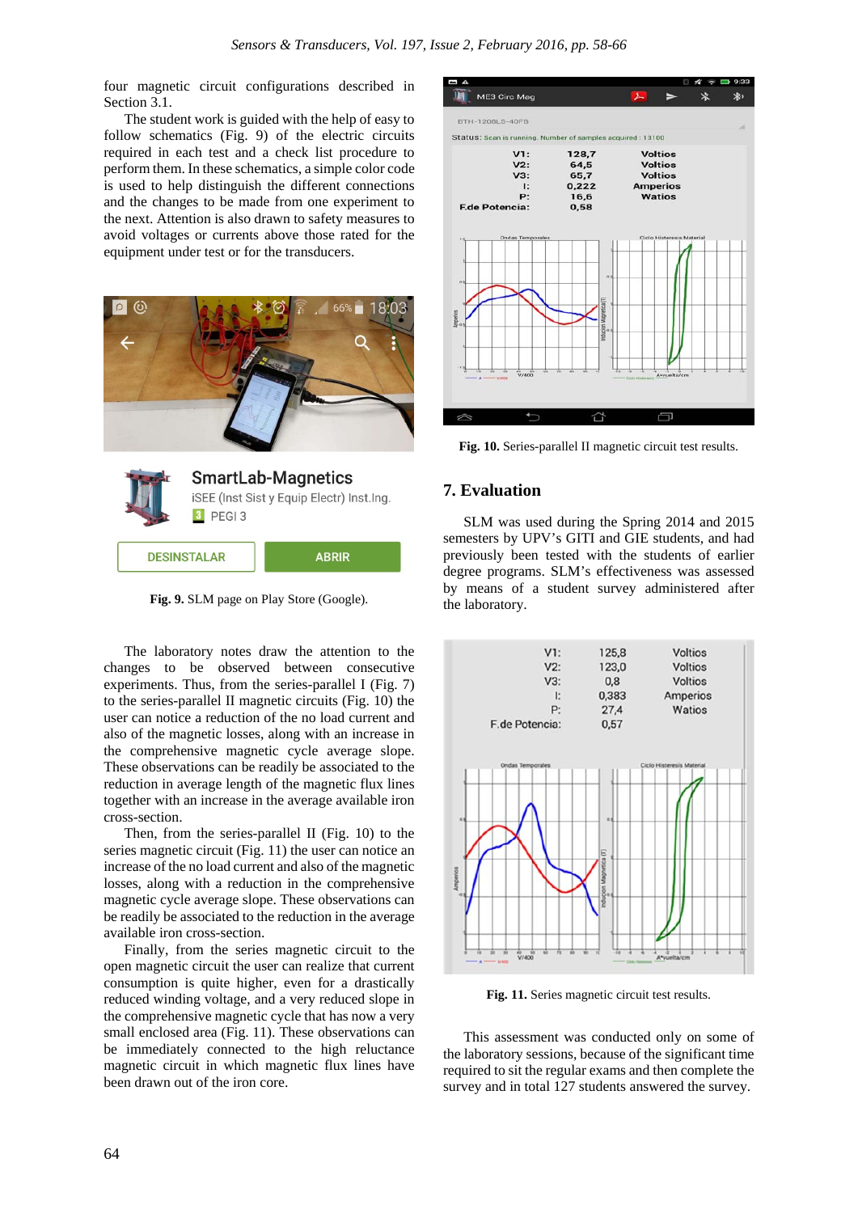four magnetic circuit configurations described in Section 3.1.

The student work is guided with the help of easy to follow schematics (Fig. 9) of the electric circuits required in each test and a check list procedure to perform them. In these schematics, a simple color code is used to help distinguish the different connections and the changes to be made from one experiment to the next. Attention is also drawn to safety measures to avoid voltages or currents above those rated for the equipment under test or for the transducers.

**Fig. 9.** SLM page on Play Store (Google).

The laboratory notes draw the attention to the changes to be observed between consecutive experiments. Thus, from the series-parallel I (Fig. 7) to the series-parallel II magnetic circuits (Fig. 10) the user can notice a reduction of the no load current and also of the magnetic losses, along with an increase in the comprehensive magnetic cycle slope. These observations can be readily be associated to the reduction in average length of the magnetic flux lines together with an increase in the average available iron cross-section.

Then, from the series-parallel II (Fig. 10) to the series magnetic circuit (Fig. 11) the user can notice an increase of the no load current and also of the magnetic losses, along with a reduction in the comprehensive magnetic cycle average slope. These observations can be readily be associated to the reduction in the average available iron cross-section.

Finally, from the series magnetic circuit to the open magnetic circuit the user can realize that current consumption is quite higher, even for a drastically reduced winding voltage, and a very reduced slope in the comprehensive magnetic cycle that has now a very small enclosed area (Fig. 11). These observations can be immediately connected to the high reluctance magnetic circuit in which magnetic flux lines have been drawn out of the iron core.

**Fig. 10.** Series-parallel II magnetic circuit test results.

## 7. Evaluation

SLM was used during the Spring 2014 and 2015 semesters by UPV's GITI and GIE students, and had previously been tested with the students of earlier degree programs. SLM's effectiveness was assessed by means of a student survey administered after the laboratory.

**Fig. 11.** Series magnetic circuit test results.

This assessment was conducted only on some of the laboratory sessions, because of the significant time required to sit the regular exams and then complete the survey and in total 127 students answered the survey.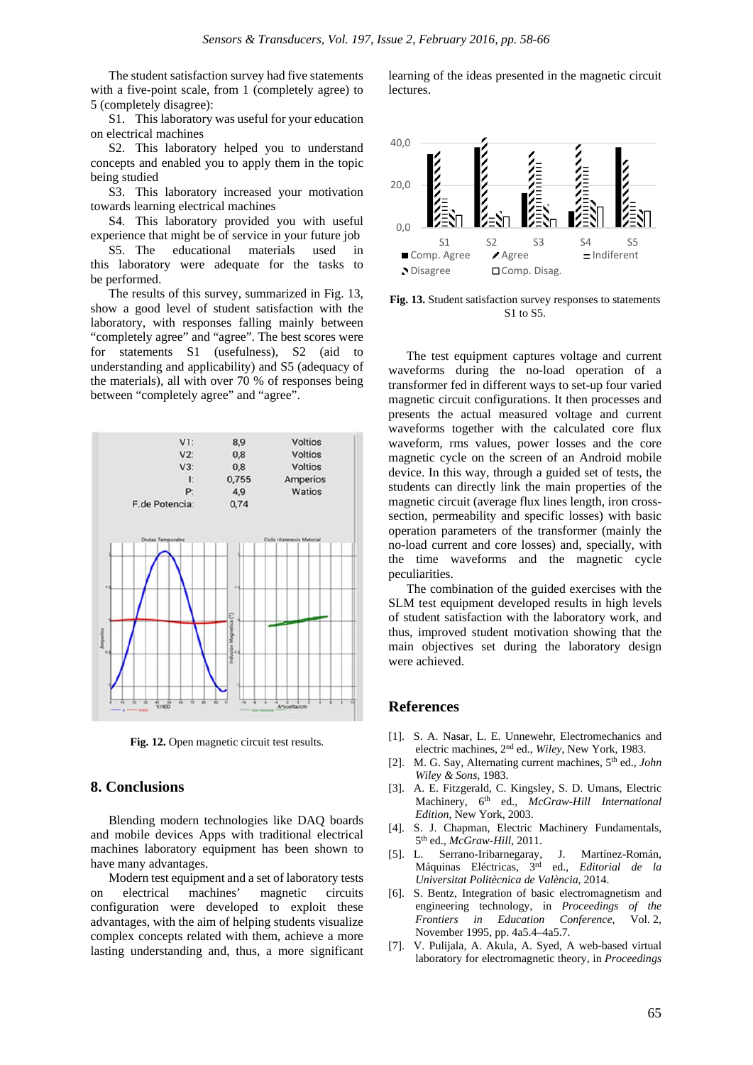The student satisfaction survey had five statements with a five-point scale, from 1 (completely agree) to 5 (completely disagree):

S1. This laboratory was useful for your education on electrical machines

S2. This laboratory helped you to understand concepts and enabled you to apply them in the topic being studied

S3. This laboratory increased your motivation towards learning electrical machines

S4. This laboratory provided you with useful experience that might be of service in your future job

S5. The educational materials used in this laboratory were adequate for the tasks to be performed.

The results of this survey, summarized in Fig. 13, show a good level of student satisfaction with the laboratory, with responses falling mainly between "completely agree" and "agree". The best scores were for statements S1 (usefulness), S2 (aid to understanding and applicability) and S5 (adequacy of the materials), all with over 70 % of responses being between "completely agree" and "agree".

**Fig. 12.** Open magnetic circuit test results.

## 8. Conclusions

Blending modern technologies like DAQ boards and mobile devices Apps with traditional electrical machines laboratory equipment has been shown to have many advantages.

Modern test equipment and a set of laboratory tests on electrical machines' magnetic circuits configuration were developed to exploit these advantages, with the aim of helping students visualize complex concepts related with them, achieve a more lasting understanding and, thus, a more significant learning of the ideas presented in the magnetic circuit lectures.

**Fig. 13.** Student satisfaction survey responses to statements S1 to S5.

The test equipment captures voltage and current waveforms during the no-load operation of a transformer fed in different ways to set-up four varied magnetic circuit configurations. It then processes and presents the actual measured voltage and current waveforms together with the calculated core flux waveform, rms values, power losses and the core magnetic cycle on the screen of an Android mobile device. In this way, through a guided set of tests, the students can directly link the main properties of the magnetic circuit (average flux lines length, iron cross-section, permeability and specific losses) with basic operation parameters of the transformer (mainly the no-load current and core losses) and, specially, with the time waveforms and the magnetic cycle peculiarities.

The combination of the guided exercises with the SLM test equipment developed results in high levels of student satisfaction with the laboratory work, and thus, improved student motivation showing that the main objectives set during the laboratory design were achieved.

## References

[1]. S. A. Nasar, L. E. Unnewehr, Electromechanics and electric machines, 2nd ed., *Wiley*, New York, 1983.

[2]. M. G. Say, Alternating current machines, 5th ed., *John Wiley & Sons*, 1983.

[3]. A. E. Fitzgerald, C. Kingsley, S. D. Umans, Electric Machinery, 6th ed., *McGraw-Hill International Edition*, New York, 2003.

[4]. S. J. Chapman, Electric Machinery Fundamentals, 5th ed., *McGraw-Hill*, 2011.

[5]. L. Serrano-Iribarnegaray, J. Martínez-Román, Máquinas Eléctricas, 3rd ed., *Editorial de la Universitat Politècnica de València*, 2014.

[6]. S. Bentz, Integration of basic electromagnetism and engineering technology, in *Proceedings of the Frontiers in Education Conference*, Vol. 2, November 1995, pp. 4a5.4–4a5.7.

[7]. V. Pulijala, A. Akula, A. Syed, A web-based virtual laboratory for electromagnetic theory, in *Proceedings*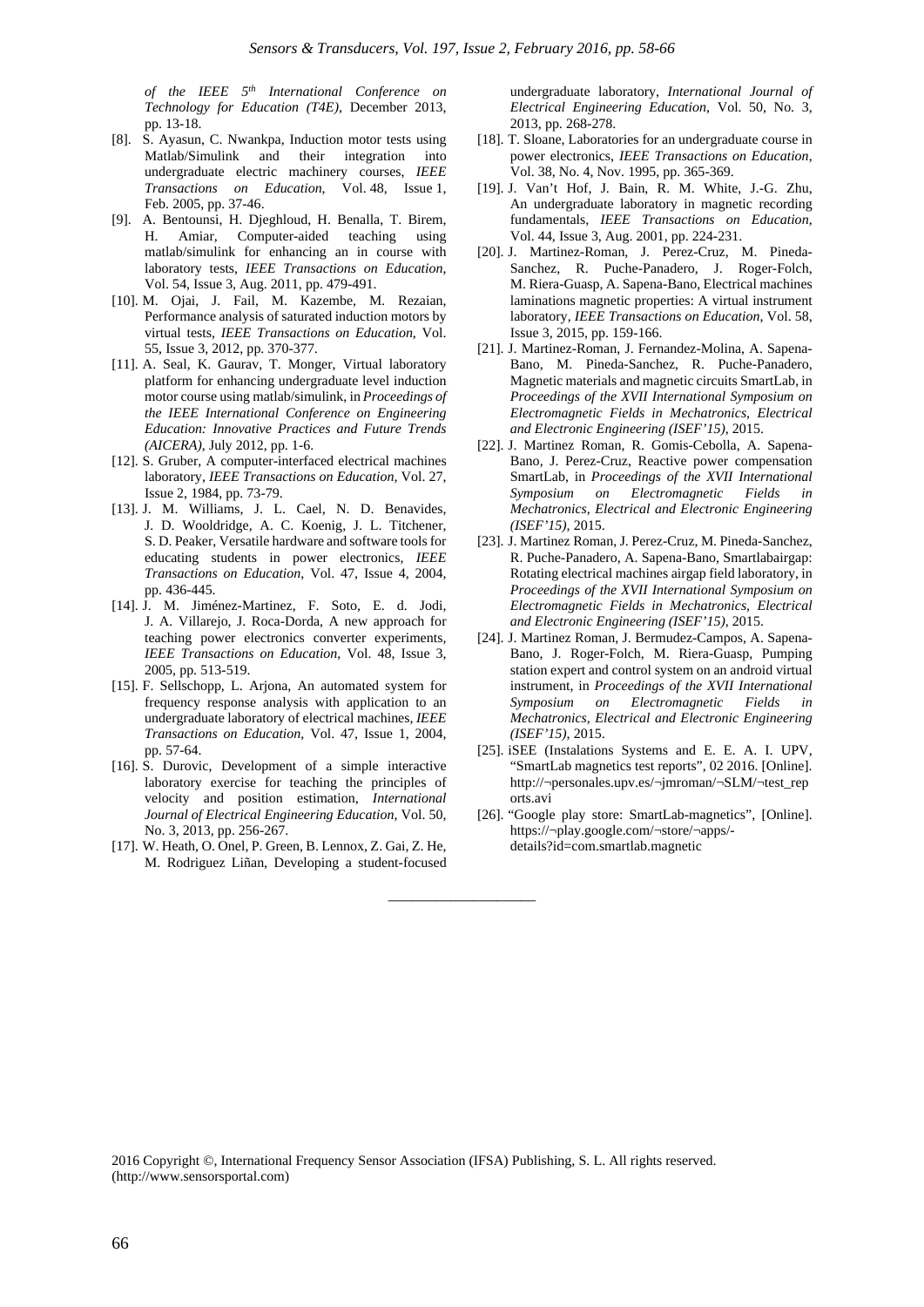*of the IEEE 5th International Conference on Technology for Education (T4E)*, December 2013, pp. 13-18.

[8]. S. Ayasun, C. Nwankpa, Induction motor tests using Matlab/Simulink and their integration into undergraduate electric machinery courses, *IEEE Transactions on Education*, Vol. 48, Issue 1, Feb. 2005, pp. 37-46.

[9]. A. Bentounsi, H. Djeghloud, H. Benalla, T. Birem, H. Amiar, Computer-aided teaching using matlab/simulink for enhancing an in course with laboratory tests, *IEEE Transactions on Education*, Vol. 54, Issue 3, Aug. 2011, pp. 479-491.

[10]. M. Ojai, J. Fail, M. Kazembe, M. Rezaian, Performance analysis of saturated induction motors by virtual tests, *IEEE Transactions on Education*, Vol. 55, Issue 3, 2012, pp. 370-377.

[11]. A. Seal, K. Gaurav, T. Monger, Virtual laboratory platform for enhancing undergraduate level induction motor course using matlab/simulink, in *Proceedings of the IEEE International Conference on Engineering Education: Innovative Practices and Future Trends (AICERA)*, July 2012, pp. 1-6.

[12]. S. Gruber, A computer-interfaced electrical machines laboratory, *IEEE Transactions on Education*, Vol. 27, Issue 2, 1984, pp. 73-79.

[13]. J. M. Williams, J. L. Cael, N. D. Benavides, J. D. Wooldridge, A. C. Koenig, J. L. Titchener, S. D. Peaker, Versatile hardware and software tools for educating students in power electronics, *IEEE Transactions on Education*, Vol. 47, Issue 4, 2004, pp. 436-445.

[14]. J. M. Jiménez-Martinez, F. Soto, E. d. Jodi, J. A. Villarejo, J. Roca-Dorda, A new approach for teaching power electronics converter experiments, *IEEE Transactions on Education*, Vol. 48, Issue 3, 2005, pp. 513-519.

[15]. F. Sellschopp, L. Arjona, An automated system for frequency response analysis with application to an undergraduate laboratory of electrical machines, *IEEE Transactions on Education*, Vol. 47, Issue 1, 2004, pp. 57-64.

[16]. S. Durovic, Development of a simple interactive laboratory exercise for teaching the principles of velocity and position estimation, *International Journal of Electrical Engineering Education*, Vol. 50, No. 3, 2013, pp. 256-267.

[17]. W. Heath, O. Onel, P. Green, B. Lennox, Z. Gai, Z. He, M. Rodriguez Liñan, Developing a student-focused undergraduate laboratory, *International Journal of Electrical Engineering Education*, Vol. 50, No. 3, 2013, pp. 268-278.

[18]. T. Sloane, Laboratories for an undergraduate course in power electronics, *IEEE Transactions on Education*, Vol. 38, No. 4, Nov. 1995, pp. 365-369.

[19]. J. Van't Hof, J. Bain, R. M. White, J.-G. Zhu, An undergraduate laboratory in magnetic recording fundamentals, *IEEE Transactions on Education*, Vol. 44, Issue 3, Aug. 2001, pp. 224-231.

[20]. J. Martinez-Roman, J. Perez-Cruz, M. Pineda-Sanchez, R. Puche-Panadero, J. Roger-Folch, M. Riera-Guasp, A. Sapena-Bano, Electrical machines laminations magnetic properties: A virtual instrument laboratory, *IEEE Transactions on Education*, Vol. 58, Issue 3, 2015, pp. 159-166.

[21]. J. Martinez-Roman, J. Fernandez-Molina, A. Sapena-Bano, M. Pineda-Sanchez, R. Puche-Panadero, Magnetic materials and magnetic circuits SmartLab, in *Proceedings of the XVII International Symposium on Electromagnetic Fields in Mechatronics, Electrical and Electronic Engineering (ISEF'15)*, 2015.

[22]. J. Martinez Roman, R. Gomis-Cebolla, A. Sapena-Bano, J. Perez-Cruz, Reactive power compensation SmartLab, in *Proceedings of the XVII International Symposium on Electromagnetic Fields in Mechatronics, Electrical and Electronic Engineering (ISEF'15)*, 2015.

[23]. J. Martinez Roman, J. Perez-Cruz, M. Pineda-Sanchez, R. Puche-Panadero, A. Sapena-Bano, Smartlabairgap: Rotating electrical machines airgap field laboratory, in *Proceedings of the XVII International Symposium on Electromagnetic Fields in Mechatronics, Electrical and Electronic Engineering (ISEF'15)*, 2015.

[24]. J. Martinez Roman, J. Bermudez-Campos, A. Sapena-Bano, J. Roger-Folch, M. Riera-Guasp, Pumping station expert and control system on an android virtual instrument, in *Proceedings of the XVII International Symposium on Electromagnetic Fields in Mechatronics, Electrical and Electronic Engineering (ISEF'15)*, 2015.

[25]. iSEE (Instalations Systems and E. E. A. I. UPV, "SmartLab magnetics test reports", 02 2016. [Online]. http://¬personales.upv.es/¬jmroman/¬SLM/¬test_reports.avi

[26]. "Google play store: SmartLab-magnetics", [Online]. https://¬play.google.com/¬store/¬apps/-details?id=com.smartlab.magnetic

---

2016 Copyright ©, International Frequency Sensor Association (IFSA) Publishing, S. L. All rights reserved. (http://www.sensorsportal.com)